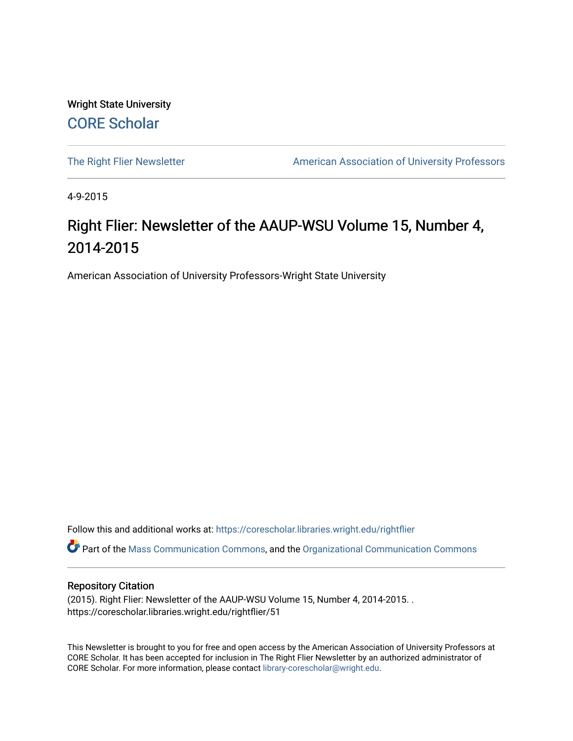Wright State University

CORE Scholar

The Right Flier Newsletter

American Association of University Professors

4-9-2015

# Right Flier: Newsletter of the AAUP-WSU Volume 15, Number 4, 2014-2015

American Association of University Professors-Wright State University

Follow this and additional works at: https://corescholar.libraries.wright.edu/rightflier

Part of the Mass Communication Commons, and the Organizational Communication Commons

## Repository Citation

(2015). Right Flier: Newsletter of the AAUP-WSU Volume 15, Number 4, 2014-2015. .
https://corescholar.libraries.wright.edu/rightflier/51

This Newsletter is brought to you for free and open access by the American Association of University Professors at CORE Scholar. It has been accepted for inclusion in The Right Flier Newsletter by an authorized administrator of CORE Scholar. For more information, please contact library-corescholar@wright.edu.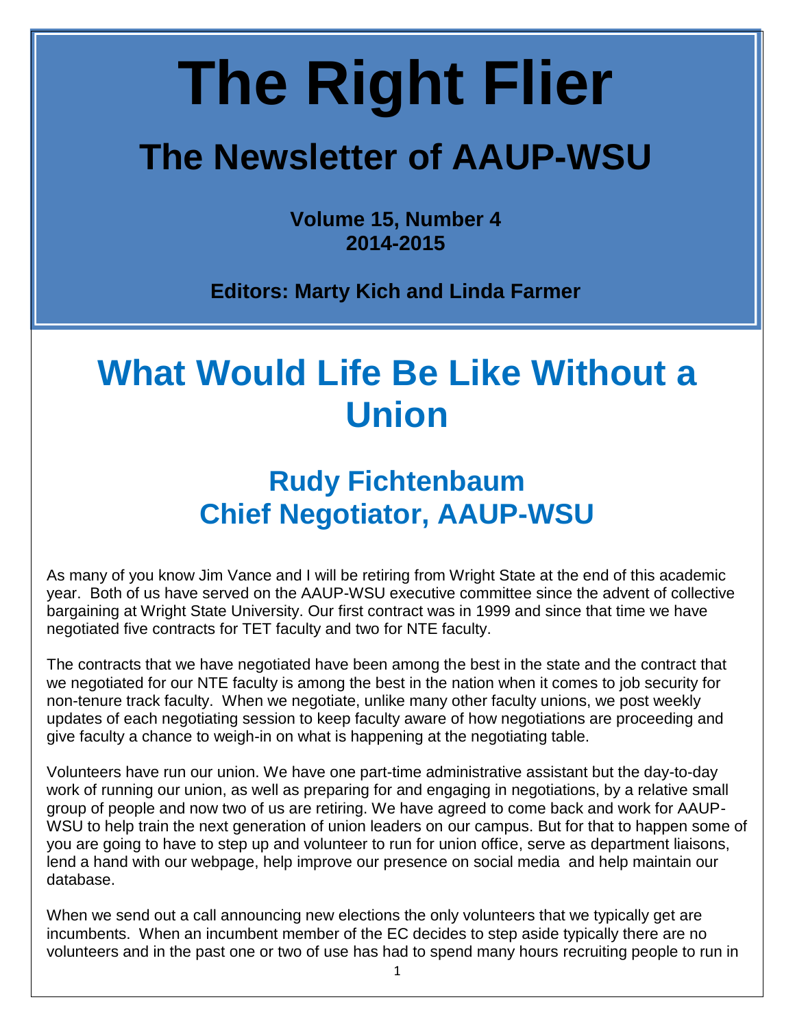# The Right Flier

## The Newsletter of AAUP-WSU

**Volume 15, Number 4**
**2014-2015**

**Editors: Marty Kich and Linda Farmer**

# What Would Life Be Like Without a Union

## Rudy Fichtenbaum
## Chief Negotiator, AAUP-WSU

As many of you know Jim Vance and I will be retiring from Wright State at the end of this academic year. Both of us have served on the AAUP-WSU executive committee since the advent of collective bargaining at Wright State University. Our first contract was in 1999 and since that time we have negotiated five contracts for TET faculty and two for NTE faculty.

The contracts that we have negotiated have been among the best in the state and the contract that we negotiated for our NTE faculty is among the best in the nation when it comes to job security for non-tenure track faculty. When we negotiate, unlike many other faculty unions, we post weekly updates of each negotiating session to keep faculty aware of how negotiations are proceeding and give faculty a chance to weigh-in on what is happening at the negotiating table.

Volunteers have run our union. We have one part-time administrative assistant but the day-to-day work of running our union, as well as preparing for and engaging in negotiations, by a relative small group of people and now two of us are retiring. We have agreed to come back and work for AAUP-WSU to help train the next generation of union leaders on our campus. But for that to happen some of you are going to have to step up and volunteer to run for union office, serve as department liaisons, lend a hand with our webpage, help improve our presence on social media and help maintain our database.

When we send out a call announcing new elections the only volunteers that we typically get are incumbents. When an incumbent member of the EC decides to step aside typically there are no volunteers and in the past one or two of use has had to spend many hours recruiting people to run in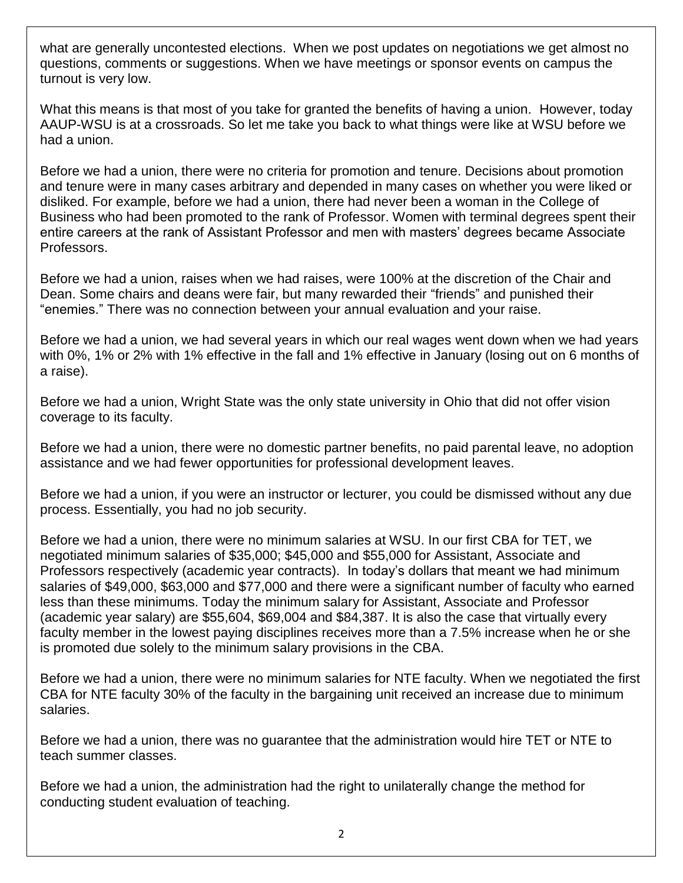what are generally uncontested elections. When we post updates on negotiations we get almost no questions, comments or suggestions. When we have meetings or sponsor events on campus the turnout is very low.

What this means is that most of you take for granted the benefits of having a union. However, today AAUP-WSU is at a crossroads. So let me take you back to what things were like at WSU before we had a union.

Before we had a union, there were no criteria for promotion and tenure. Decisions about promotion and tenure were in many cases arbitrary and depended in many cases on whether you were liked or disliked. For example, before we had a union, there had never been a woman in the College of Business who had been promoted to the rank of Professor. Women with terminal degrees spent their entire careers at the rank of Assistant Professor and men with masters' degrees became Associate Professors.

Before we had a union, raises when we had raises, were 100% at the discretion of the Chair and Dean. Some chairs and deans were fair, but many rewarded their "friends" and punished their "enemies." There was no connection between your annual evaluation and your raise.

Before we had a union, we had several years in which our real wages went down when we had years with 0%, 1% or 2% with 1% effective in the fall and 1% effective in January (losing out on 6 months of a raise).

Before we had a union, Wright State was the only state university in Ohio that did not offer vision coverage to its faculty.

Before we had a union, there were no domestic partner benefits, no paid parental leave, no adoption assistance and we had fewer opportunities for professional development leaves.

Before we had a union, if you were an instructor or lecturer, you could be dismissed without any due process. Essentially, you had no job security.

Before we had a union, there were no minimum salaries at WSU. In our first CBA for TET, we negotiated minimum salaries of $35,000; $45,000 and $55,000 for Assistant, Associate and Professors respectively (academic year contracts). In today's dollars that meant we had minimum salaries of $49,000, $63,000 and $77,000 and there were a significant number of faculty who earned less than these minimums. Today the minimum salary for Assistant, Associate and Professor (academic year salary) are $55,604, $69,004 and $84,387. It is also the case that virtually every faculty member in the lowest paying disciplines receives more than a 7.5% increase when he or she is promoted due solely to the minimum salary provisions in the CBA.

Before we had a union, there were no minimum salaries for NTE faculty. When we negotiated the first CBA for NTE faculty 30% of the faculty in the bargaining unit received an increase due to minimum salaries.

Before we had a union, there was no guarantee that the administration would hire TET or NTE to teach summer classes.

Before we had a union, the administration had the right to unilaterally change the method for conducting student evaluation of teaching.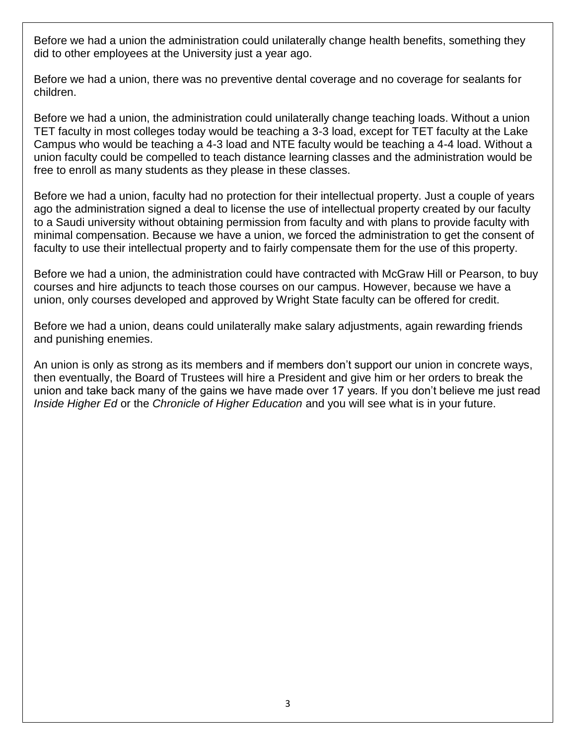Before we had a union the administration could unilaterally change health benefits, something they did to other employees at the University just a year ago.

Before we had a union, there was no preventive dental coverage and no coverage for sealants for children.

Before we had a union, the administration could unilaterally change teaching loads. Without a union TET faculty in most colleges today would be teaching a 3-3 load, except for TET faculty at the Lake Campus who would be teaching a 4-3 load and NTE faculty would be teaching a 4-4 load. Without a union faculty could be compelled to teach distance learning classes and the administration would be free to enroll as many students as they please in these classes.

Before we had a union, faculty had no protection for their intellectual property. Just a couple of years ago the administration signed a deal to license the use of intellectual property created by our faculty to a Saudi university without obtaining permission from faculty and with plans to provide faculty with minimal compensation. Because we have a union, we forced the administration to get the consent of faculty to use their intellectual property and to fairly compensate them for the use of this property.

Before we had a union, the administration could have contracted with McGraw Hill or Pearson, to buy courses and hire adjuncts to teach those courses on our campus. However, because we have a union, only courses developed and approved by Wright State faculty can be offered for credit.

Before we had a union, deans could unilaterally make salary adjustments, again rewarding friends and punishing enemies.

An union is only as strong as its members and if members don't support our union in concrete ways, then eventually, the Board of Trustees will hire a President and give him or her orders to break the union and take back many of the gains we have made over 17 years. If you don't believe me just read *Inside Higher Ed* or the *Chronicle of Higher Education* and you will see what is in your future.